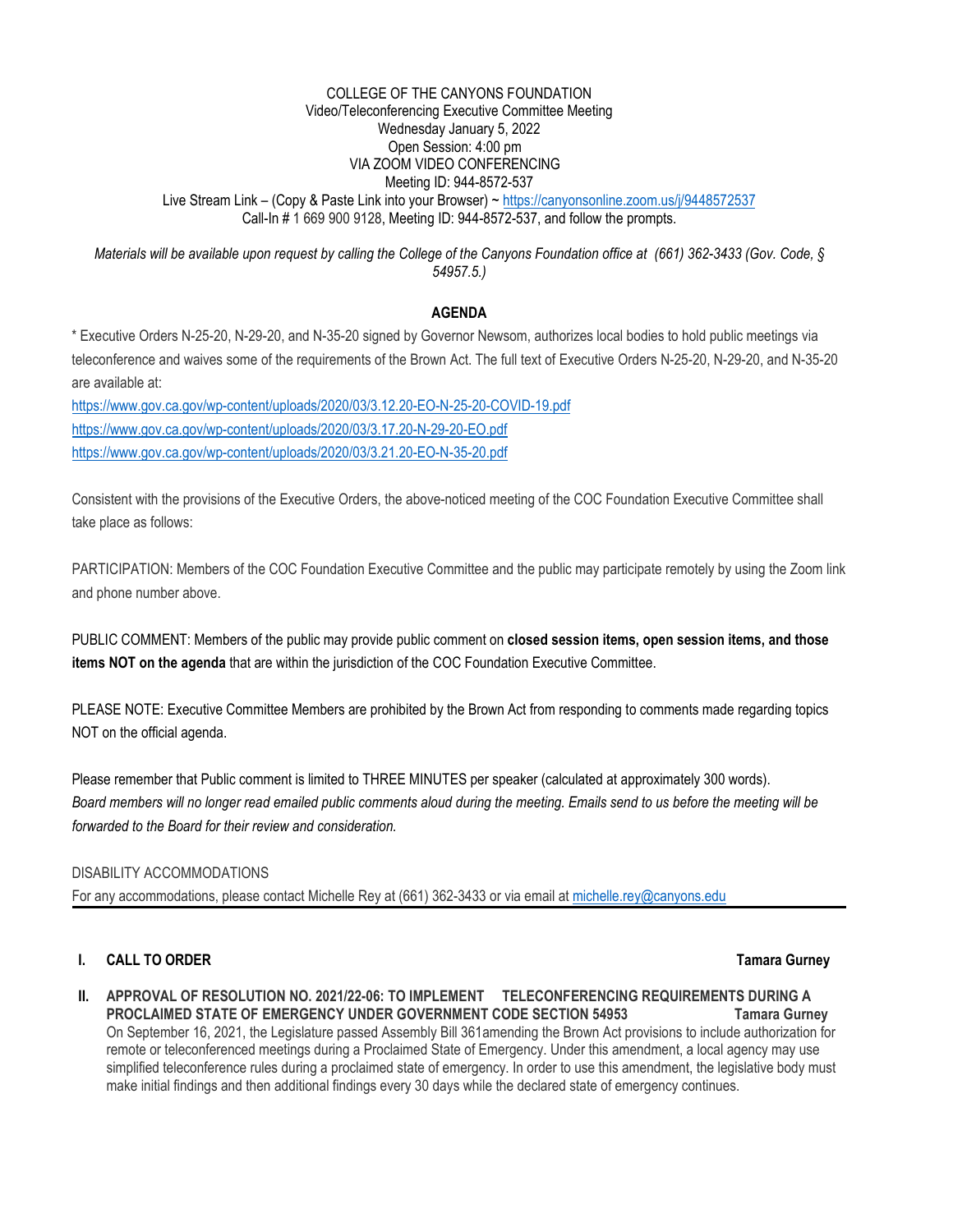COLLEGE OF THE CANYONS FOUNDATION
Video/Teleconferencing Executive Committee Meeting
Wednesday January 5, 2022
Open Session: 4:00 pm
VIA ZOOM VIDEO CONFERENCING
Meeting ID: 944-8572-537
Live Stream Link – (Copy & Paste Link into your Browser) ~ https://canyonsonline.zoom.us/j/9448572537
Call-In # 1 669 900 9128, Meeting ID: 944-8572-537, and follow the prompts.

*Materials will be available upon request by calling the College of the Canyons Foundation office at (661) 362-3433 (Gov. Code, § 54957.5.)*

## AGENDA

* Executive Orders N-25-20, N-29-20, and N-35-20 signed by Governor Newsom, authorizes local bodies to hold public meetings via teleconference and waives some of the requirements of the Brown Act. The full text of Executive Orders N-25-20, N-29-20, and N-35-20 are available at:

https://www.gov.ca.gov/wp-content/uploads/2020/03/3.12.20-EO-N-25-20-COVID-19.pdf
https://www.gov.ca.gov/wp-content/uploads/2020/03/3.17.20-N-29-20-EO.pdf
https://www.gov.ca.gov/wp-content/uploads/2020/03/3.21.20-EO-N-35-20.pdf

Consistent with the provisions of the Executive Orders, the above-noticed meeting of the COC Foundation Executive Committee shall take place as follows:

PARTICIPATION: Members of the COC Foundation Executive Committee and the public may participate remotely by using the Zoom link and phone number above.

PUBLIC COMMENT: Members of the public may provide public comment on **closed session items, open session items, and those items NOT on the agenda** that are within the jurisdiction of the COC Foundation Executive Committee.

PLEASE NOTE: Executive Committee Members are prohibited by the Brown Act from responding to comments made regarding topics NOT on the official agenda.

Please remember that Public comment is limited to THREE MINUTES per speaker (calculated at approximately 300 words). *Board members will no longer read emailed public comments aloud during the meeting. Emails send to us before the meeting will be forwarded to the Board for their review and consideration.*

DISABILITY ACCOMMODATIONS
For any accommodations, please contact Michelle Rey at (661) 362-3433 or via email at michelle.rey@canyons.edu

---

**I. CALL TO ORDER** **Tamara Gurney**

**II. APPROVAL OF RESOLUTION NO. 2021/22-06: TO IMPLEMENT TELECONFERENCING REQUIREMENTS DURING A PROCLAIMED STATE OF EMERGENCY UNDER GOVERNMENT CODE SECTION 54953** **Tamara Gurney**

On September 16, 2021, the Legislature passed Assembly Bill 361amending the Brown Act provisions to include authorization for remote or teleconferenced meetings during a Proclaimed State of Emergency. Under this amendment, a local agency may use simplified teleconference rules during a proclaimed state of emergency. In order to use this amendment, the legislative body must make initial findings and then additional findings every 30 days while the declared state of emergency continues.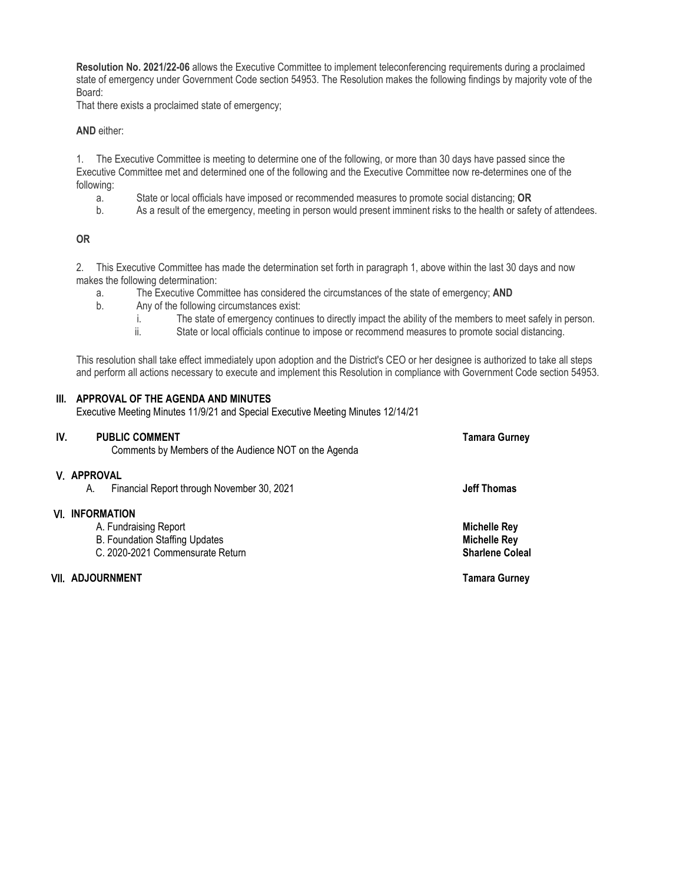**Resolution No. 2021/22-06** allows the Executive Committee to implement teleconferencing requirements during a proclaimed state of emergency under Government Code section 54953. The Resolution makes the following findings by majority vote of the Board:

That there exists a proclaimed state of emergency;

**AND** either:

1. The Executive Committee is meeting to determine one of the following, or more than 30 days have passed since the Executive Committee met and determined one of the following and the Executive Committee now re-determines one of the following:
   a. State or local officials have imposed or recommended measures to promote social distancing; **OR**
   b. As a result of the emergency, meeting in person would present imminent risks to the health or safety of attendees.

**OR**

2. This Executive Committee has made the determination set forth in paragraph 1, above within the last 30 days and now makes the following determination:
   a. The Executive Committee has considered the circumstances of the state of emergency; **AND**
   b. Any of the following circumstances exist:
      i. The state of emergency continues to directly impact the ability of the members to meet safely in person.
      ii. State or local officials continue to impose or recommend measures to promote social distancing.

This resolution shall take effect immediately upon adoption and the District's CEO or her designee is authorized to take all steps and perform all actions necessary to execute and implement this Resolution in compliance with Government Code section 54953.

## III. APPROVAL OF THE AGENDA AND MINUTES

Executive Meeting Minutes 11/9/21 and Special Executive Meeting Minutes 12/14/21

## IV. PUBLIC COMMENT — **Tamara Gurney**

Comments by Members of the Audience NOT on the Agenda

## V. APPROVAL

A. Financial Report through November 30, 2021 — **Jeff Thomas**

## VI. INFORMATION

A. Fundraising Report — **Michelle Rey**

B. Foundation Staffing Updates — **Michelle Rey**

C. 2020-2021 Commensurate Return — **Sharlene Coleal**

## VII. ADJOURNMENT — **Tamara Gurney**